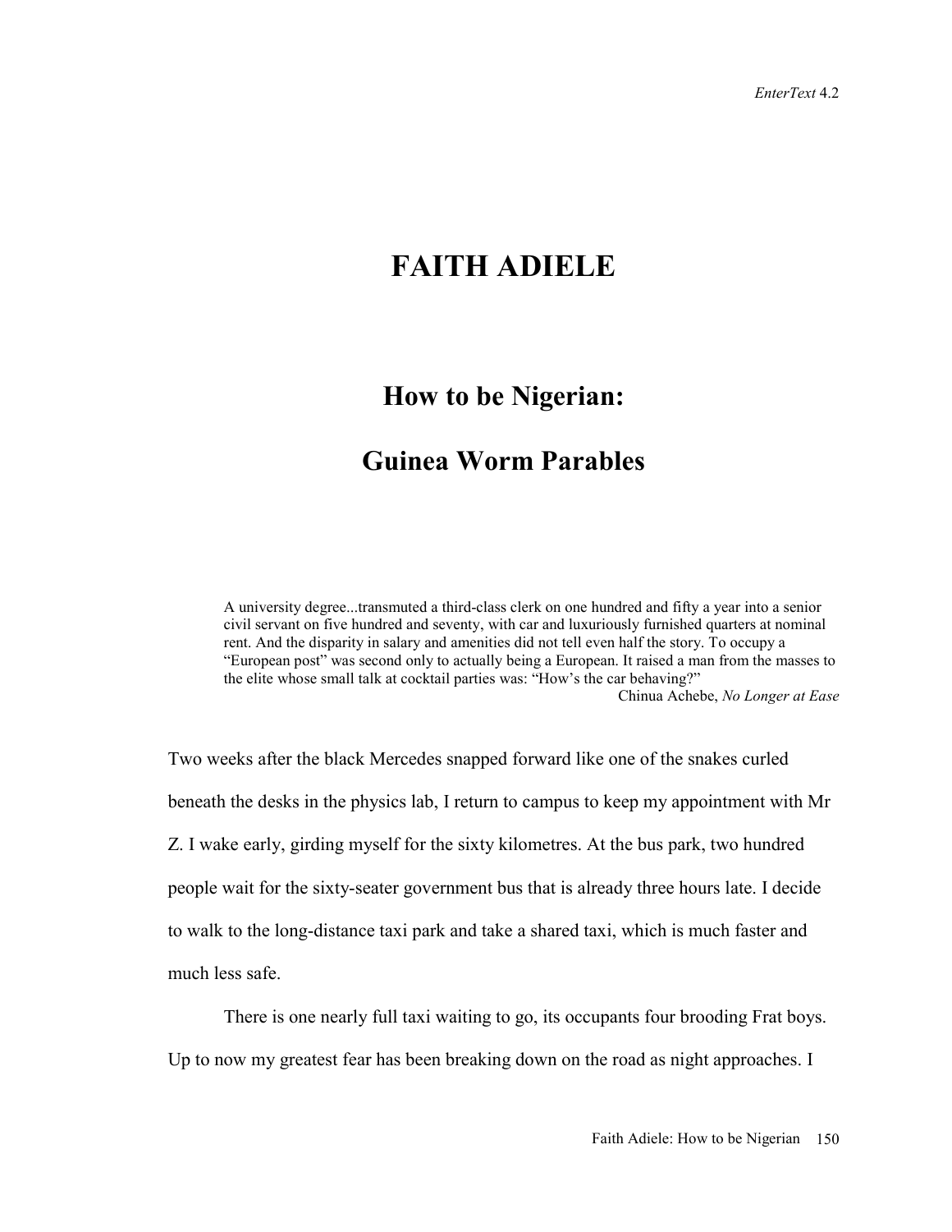# FAITH ADIELE

## How to be Nigerian:

## Guinea Worm Parables

> A university degree...transmuted a third-class clerk on one hundred and fifty a year into a senior civil servant on five hundred and seventy, with car and luxuriously furnished quarters at nominal rent. And the disparity in salary and amenities did not tell even half the story. To occupy a "European post" was second only to actually being a European. It raised a man from the masses to the elite whose small talk at cocktail parties was: "How's the car behaving?"
>
> Chinua Achebe, *No Longer at Ease*

Two weeks after the black Mercedes snapped forward like one of the snakes curled beneath the desks in the physics lab, I return to campus to keep my appointment with Mr Z. I wake early, girding myself for the sixty kilometres. At the bus park, two hundred people wait for the sixty-seater government bus that is already three hours late. I decide to walk to the long-distance taxi park and take a shared taxi, which is much faster and much less safe.

There is one nearly full taxi waiting to go, its occupants four brooding Frat boys. Up to now my greatest fear has been breaking down on the road as night approaches. I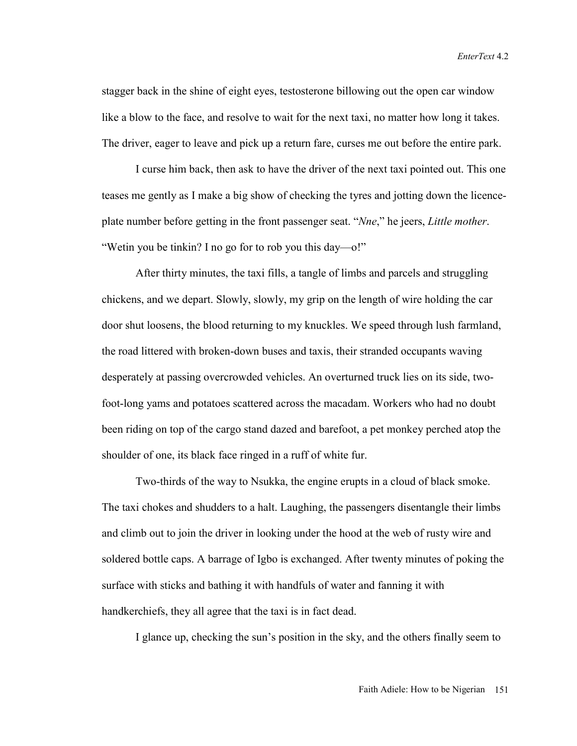stagger back in the shine of eight eyes, testosterone billowing out the open car window like a blow to the face, and resolve to wait for the next taxi, no matter how long it takes. The driver, eager to leave and pick up a return fare, curses me out before the entire park.

I curse him back, then ask to have the driver of the next taxi pointed out. This one teases me gently as I make a big show of checking the tyres and jotting down the licence-plate number before getting in the front passenger seat. "*Nne*," he jeers, *Little mother*. "Wetin you be tinkin? I no go for to rob you this day—o!"

After thirty minutes, the taxi fills, a tangle of limbs and parcels and struggling chickens, and we depart. Slowly, slowly, my grip on the length of wire holding the car door shut loosens, the blood returning to my knuckles. We speed through lush farmland, the road littered with broken-down buses and taxis, their stranded occupants waving desperately at passing overcrowded vehicles. An overturned truck lies on its side, two-foot-long yams and potatoes scattered across the macadam. Workers who had no doubt been riding on top of the cargo stand dazed and barefoot, a pet monkey perched atop the shoulder of one, its black face ringed in a ruff of white fur.

Two-thirds of the way to Nsukka, the engine erupts in a cloud of black smoke. The taxi chokes and shudders to a halt. Laughing, the passengers disentangle their limbs and climb out to join the driver in looking under the hood at the web of rusty wire and soldered bottle caps. A barrage of Igbo is exchanged. After twenty minutes of poking the surface with sticks and bathing it with handfuls of water and fanning it with handkerchiefs, they all agree that the taxi is in fact dead.

I glance up, checking the sun's position in the sky, and the others finally seem to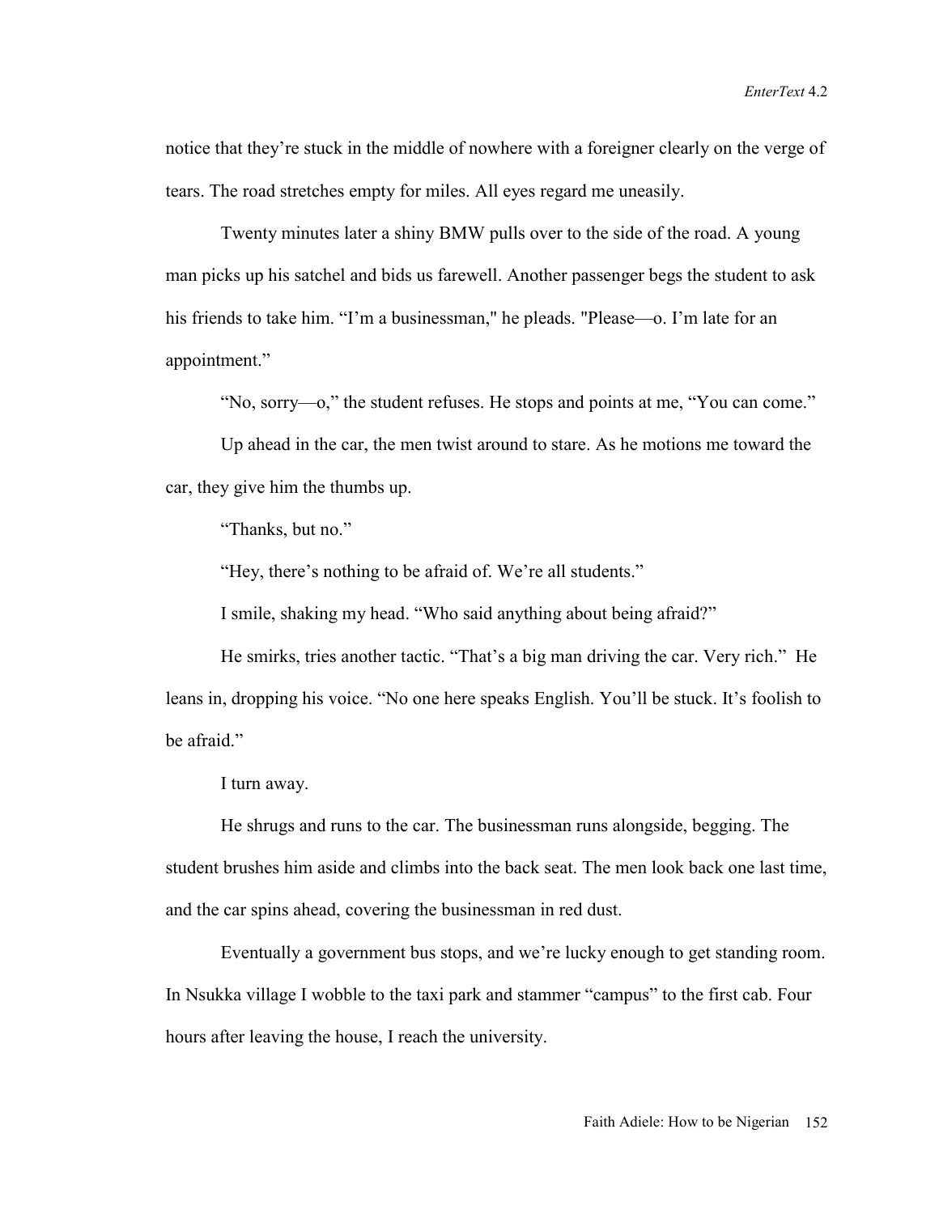notice that they're stuck in the middle of nowhere with a foreigner clearly on the verge of tears. The road stretches empty for miles. All eyes regard me uneasily.

Twenty minutes later a shiny BMW pulls over to the side of the road. A young man picks up his satchel and bids us farewell. Another passenger begs the student to ask his friends to take him. "I'm a businessman," he pleads. "Please—o. I'm late for an appointment."

"No, sorry—o," the student refuses. He stops and points at me, "You can come."

Up ahead in the car, the men twist around to stare. As he motions me toward the car, they give him the thumbs up.

"Thanks, but no."

"Hey, there's nothing to be afraid of. We're all students."

I smile, shaking my head. "Who said anything about being afraid?"

He smirks, tries another tactic. "That's a big man driving the car. Very rich." He leans in, dropping his voice. "No one here speaks English. You'll be stuck. It's foolish to be afraid."

I turn away.

He shrugs and runs to the car. The businessman runs alongside, begging. The student brushes him aside and climbs into the back seat. The men look back one last time, and the car spins ahead, covering the businessman in red dust.

Eventually a government bus stops, and we're lucky enough to get standing room. In Nsukka village I wobble to the taxi park and stammer "campus" to the first cab. Four hours after leaving the house, I reach the university.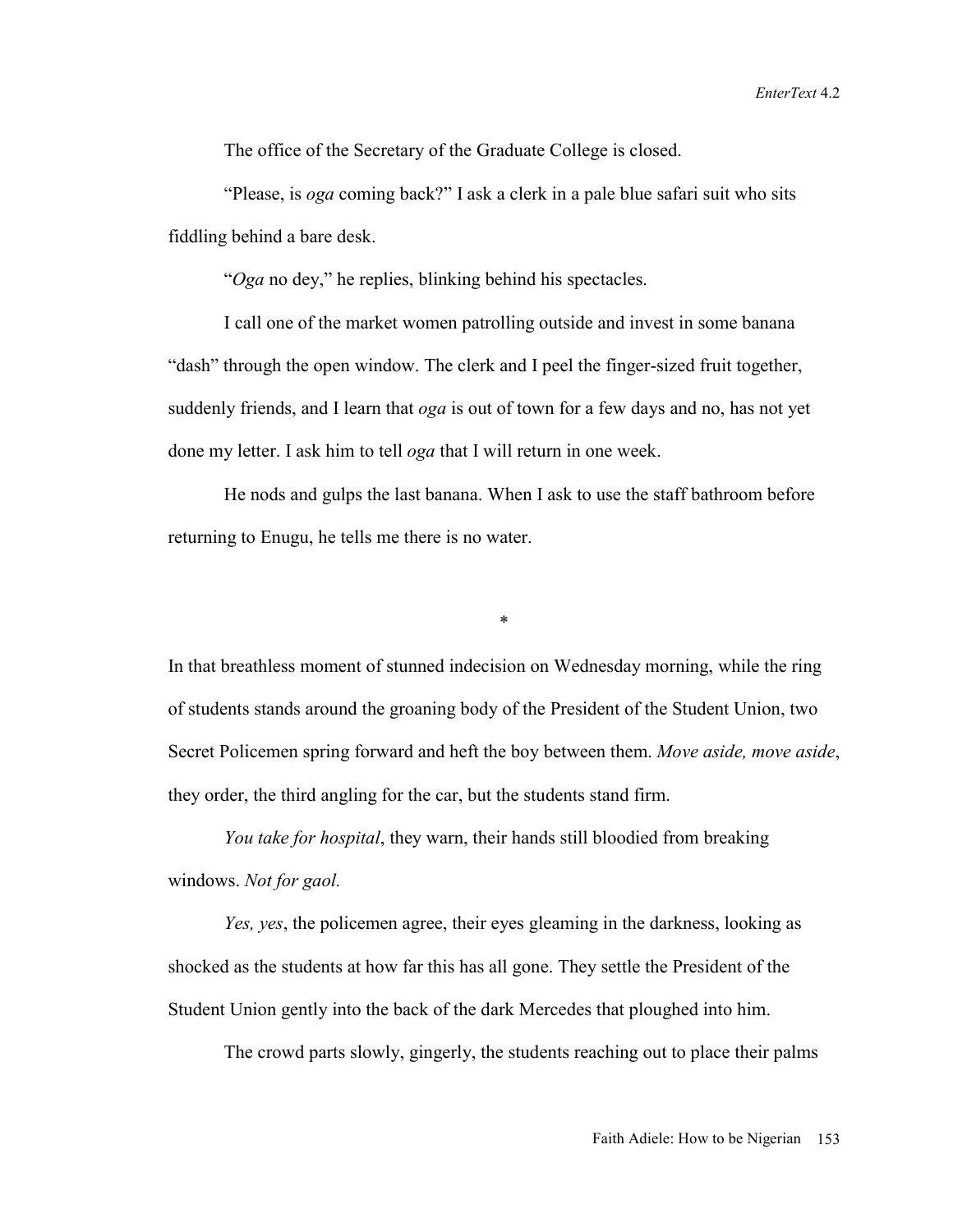The office of the Secretary of the Graduate College is closed.

"Please, is *oga* coming back?" I ask a clerk in a pale blue safari suit who sits fiddling behind a bare desk.

"*Oga* no dey," he replies, blinking behind his spectacles.

I call one of the market women patrolling outside and invest in some banana "dash" through the open window. The clerk and I peel the finger-sized fruit together, suddenly friends, and I learn that *oga* is out of town for a few days and no, has not yet done my letter. I ask him to tell *oga* that I will return in one week.

He nods and gulps the last banana. When I ask to use the staff bathroom before returning to Enugu, he tells me there is no water.

*

In that breathless moment of stunned indecision on Wednesday morning, while the ring of students stands around the groaning body of the President of the Student Union, two Secret Policemen spring forward and heft the boy between them. *Move aside, move aside*, they order, the third angling for the car, but the students stand firm.

*You take for hospital*, they warn, their hands still bloodied from breaking windows. *Not for gaol.*

*Yes, yes*, the policemen agree, their eyes gleaming in the darkness, looking as shocked as the students at how far this has all gone. They settle the President of the Student Union gently into the back of the dark Mercedes that ploughed into him.

The crowd parts slowly, gingerly, the students reaching out to place their palms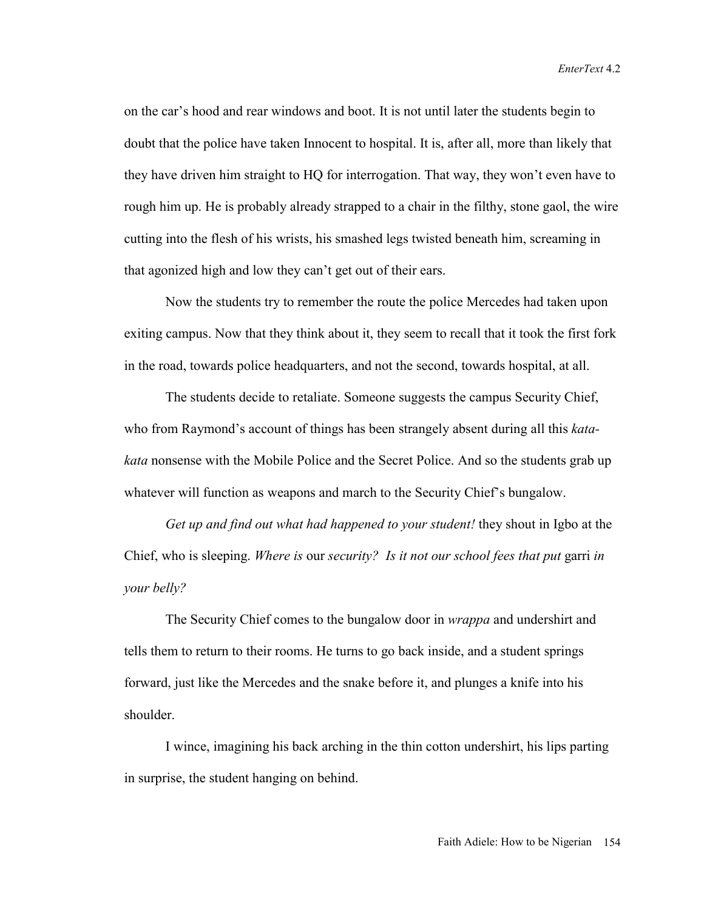on the car's hood and rear windows and boot. It is not until later the students begin to doubt that the police have taken Innocent to hospital. It is, after all, more than likely that they have driven him straight to HQ for interrogation. That way, they won't even have to rough him up. He is probably already strapped to a chair in the filthy, stone gaol, the wire cutting into the flesh of his wrists, his smashed legs twisted beneath him, screaming in that agonized high and low they can't get out of their ears.

Now the students try to remember the route the police Mercedes had taken upon exiting campus. Now that they think about it, they seem to recall that it took the first fork in the road, towards police headquarters, and not the second, towards hospital, at all.

The students decide to retaliate. Someone suggests the campus Security Chief, who from Raymond's account of things has been strangely absent during all this *kata-kata* nonsense with the Mobile Police and the Secret Police. And so the students grab up whatever will function as weapons and march to the Security Chief's bungalow.

*Get up and find out what had happened to your student!* they shout in Igbo at the Chief, who is sleeping. *Where is* our *security? Is it not our school fees that put* garri *in your belly?*

The Security Chief comes to the bungalow door in *wrappa* and undershirt and tells them to return to their rooms. He turns to go back inside, and a student springs forward, just like the Mercedes and the snake before it, and plunges a knife into his shoulder.

I wince, imagining his back arching in the thin cotton undershirt, his lips parting in surprise, the student hanging on behind.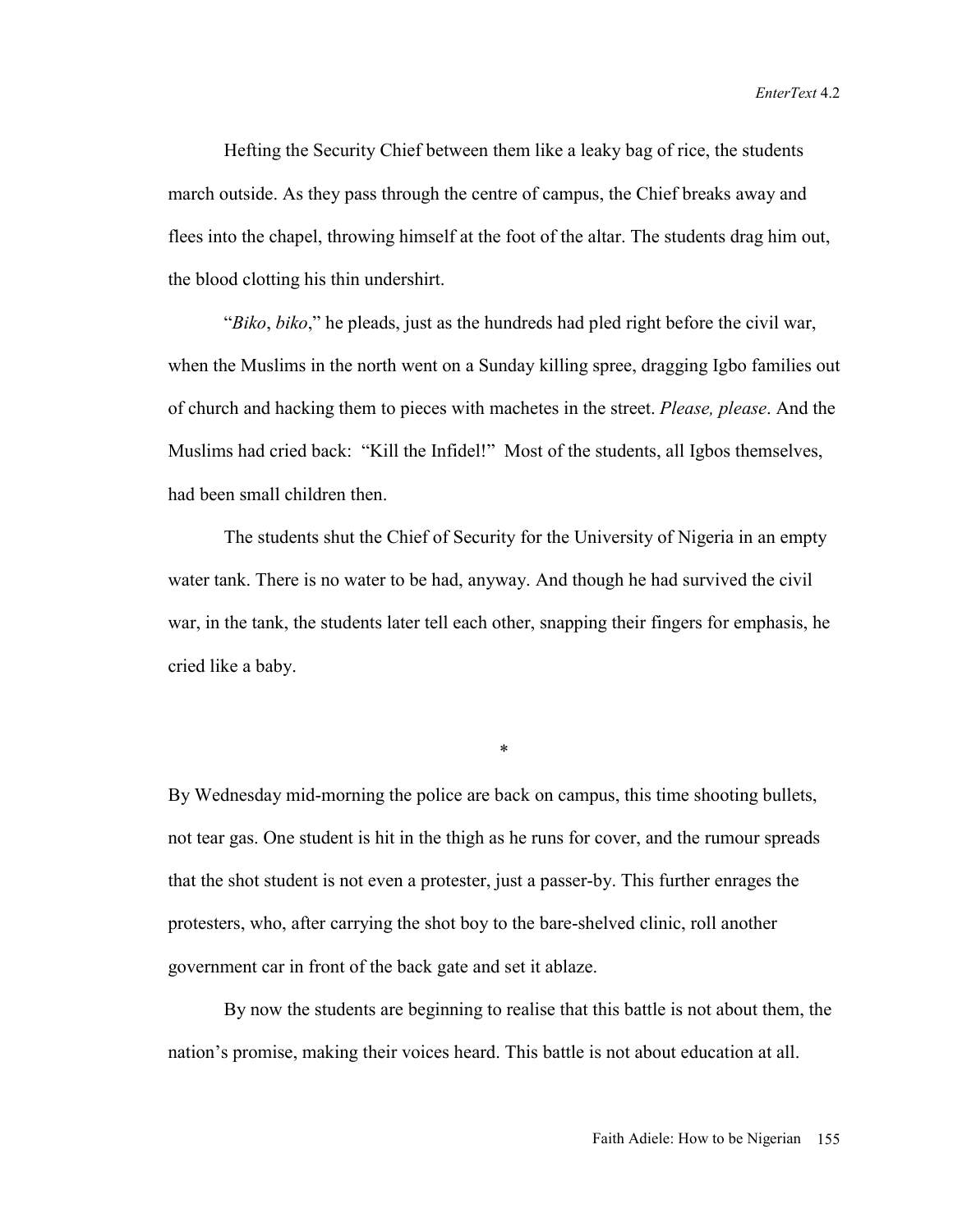Hefting the Security Chief between them like a leaky bag of rice, the students march outside. As they pass through the centre of campus, the Chief breaks away and flees into the chapel, throwing himself at the foot of the altar. The students drag him out, the blood clotting his thin undershirt.

"*Biko*, *biko*," he pleads, just as the hundreds had pled right before the civil war, when the Muslims in the north went on a Sunday killing spree, dragging Igbo families out of church and hacking them to pieces with machetes in the street. *Please, please*. And the Muslims had cried back: "Kill the Infidel!" Most of the students, all Igbos themselves, had been small children then.

The students shut the Chief of Security for the University of Nigeria in an empty water tank. There is no water to be had, anyway. And though he had survived the civil war, in the tank, the students later tell each other, snapping their fingers for emphasis, he cried like a baby.

*

By Wednesday mid-morning the police are back on campus, this time shooting bullets, not tear gas. One student is hit in the thigh as he runs for cover, and the rumour spreads that the shot student is not even a protester, just a passer-by. This further enrages the protesters, who, after carrying the shot boy to the bare-shelved clinic, roll another government car in front of the back gate and set it ablaze.

By now the students are beginning to realise that this battle is not about them, the nation's promise, making their voices heard. This battle is not about education at all.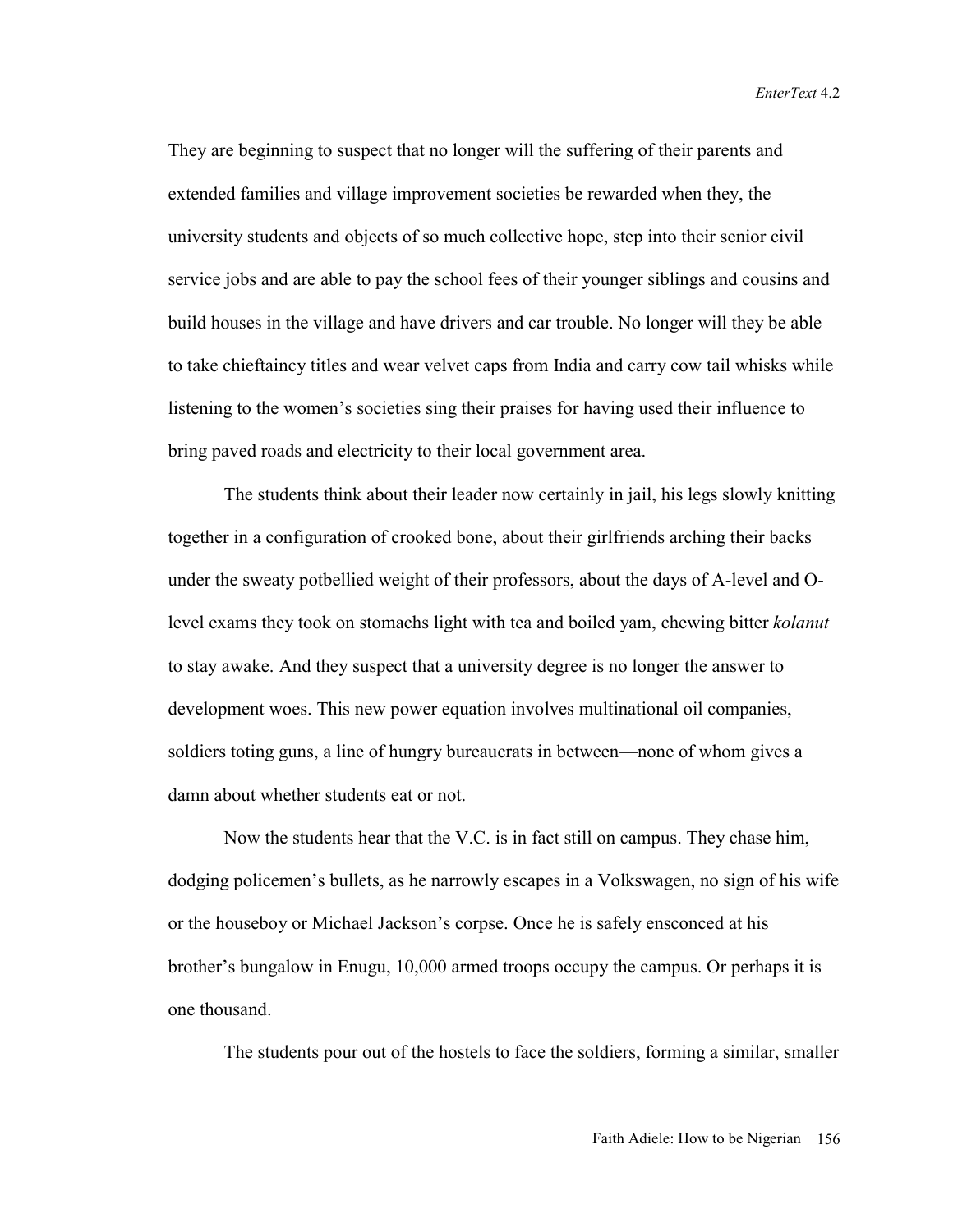They are beginning to suspect that no longer will the suffering of their parents and extended families and village improvement societies be rewarded when they, the university students and objects of so much collective hope, step into their senior civil service jobs and are able to pay the school fees of their younger siblings and cousins and build houses in the village and have drivers and car trouble. No longer will they be able to take chieftaincy titles and wear velvet caps from India and carry cow tail whisks while listening to the women's societies sing their praises for having used their influence to bring paved roads and electricity to their local government area.

The students think about their leader now certainly in jail, his legs slowly knitting together in a configuration of crooked bone, about their girlfriends arching their backs under the sweaty potbellied weight of their professors, about the days of A-level and O-level exams they took on stomachs light with tea and boiled yam, chewing bitter *kolanut* to stay awake. And they suspect that a university degree is no longer the answer to development woes. This new power equation involves multinational oil companies, soldiers toting guns, a line of hungry bureaucrats in between—none of whom gives a damn about whether students eat or not.

Now the students hear that the V.C. is in fact still on campus. They chase him, dodging policemen's bullets, as he narrowly escapes in a Volkswagen, no sign of his wife or the houseboy or Michael Jackson's corpse. Once he is safely ensconced at his brother's bungalow in Enugu, 10,000 armed troops occupy the campus. Or perhaps it is one thousand.

The students pour out of the hostels to face the soldiers, forming a similar, smaller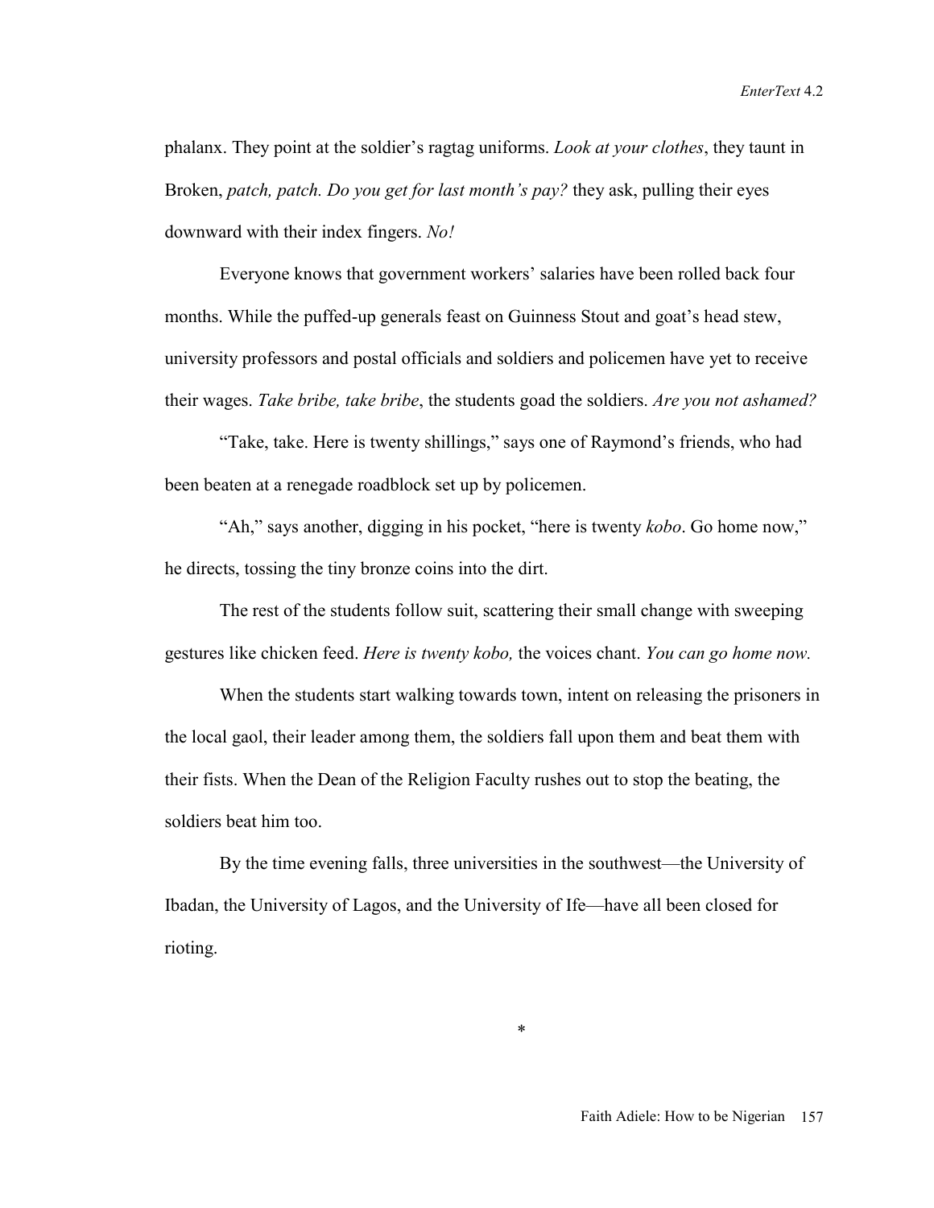phalanx. They point at the soldier's ragtag uniforms. *Look at your clothes*, they taunt in Broken, *patch, patch. Do you get for last month's pay?* they ask, pulling their eyes downward with their index fingers. *No!*

Everyone knows that government workers' salaries have been rolled back four months. While the puffed-up generals feast on Guinness Stout and goat's head stew, university professors and postal officials and soldiers and policemen have yet to receive their wages. *Take bribe, take bribe*, the students goad the soldiers. *Are you not ashamed?*

"Take, take. Here is twenty shillings," says one of Raymond's friends, who had been beaten at a renegade roadblock set up by policemen.

"Ah," says another, digging in his pocket, "here is twenty *kobo*. Go home now," he directs, tossing the tiny bronze coins into the dirt.

The rest of the students follow suit, scattering their small change with sweeping gestures like chicken feed. *Here is twenty kobo,* the voices chant. *You can go home now.*

When the students start walking towards town, intent on releasing the prisoners in the local gaol, their leader among them, the soldiers fall upon them and beat them with their fists. When the Dean of the Religion Faculty rushes out to stop the beating, the soldiers beat him too.

By the time evening falls, three universities in the southwest—the University of Ibadan, the University of Lagos, and the University of Ife—have all been closed for rioting.

\*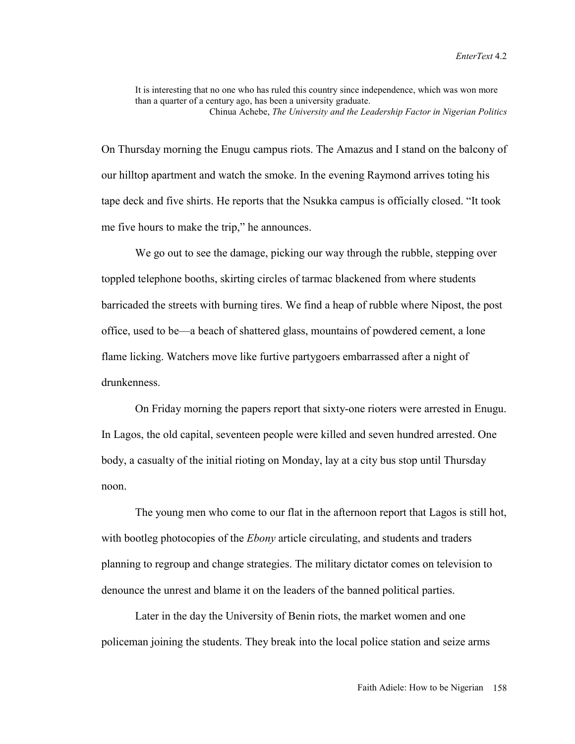> It is interesting that no one who has ruled this country since independence, which was won more than a quarter of a century ago, has been a university graduate.
> Chinua Achebe, *The University and the Leadership Factor in Nigerian Politics*

On Thursday morning the Enugu campus riots. The Amazus and I stand on the balcony of our hilltop apartment and watch the smoke. In the evening Raymond arrives toting his tape deck and five shirts. He reports that the Nsukka campus is officially closed. "It took me five hours to make the trip," he announces.

We go out to see the damage, picking our way through the rubble, stepping over toppled telephone booths, skirting circles of tarmac blackened from where students barricaded the streets with burning tires. We find a heap of rubble where Nipost, the post office, used to be—a beach of shattered glass, mountains of powdered cement, a lone flame licking. Watchers move like furtive partygoers embarrassed after a night of drunkenness.

On Friday morning the papers report that sixty-one rioters were arrested in Enugu. In Lagos, the old capital, seventeen people were killed and seven hundred arrested. One body, a casualty of the initial rioting on Monday, lay at a city bus stop until Thursday noon.

The young men who come to our flat in the afternoon report that Lagos is still hot, with bootleg photocopies of the *Ebony* article circulating, and students and traders planning to regroup and change strategies. The military dictator comes on television to denounce the unrest and blame it on the leaders of the banned political parties.

Later in the day the University of Benin riots, the market women and one policeman joining the students. They break into the local police station and seize arms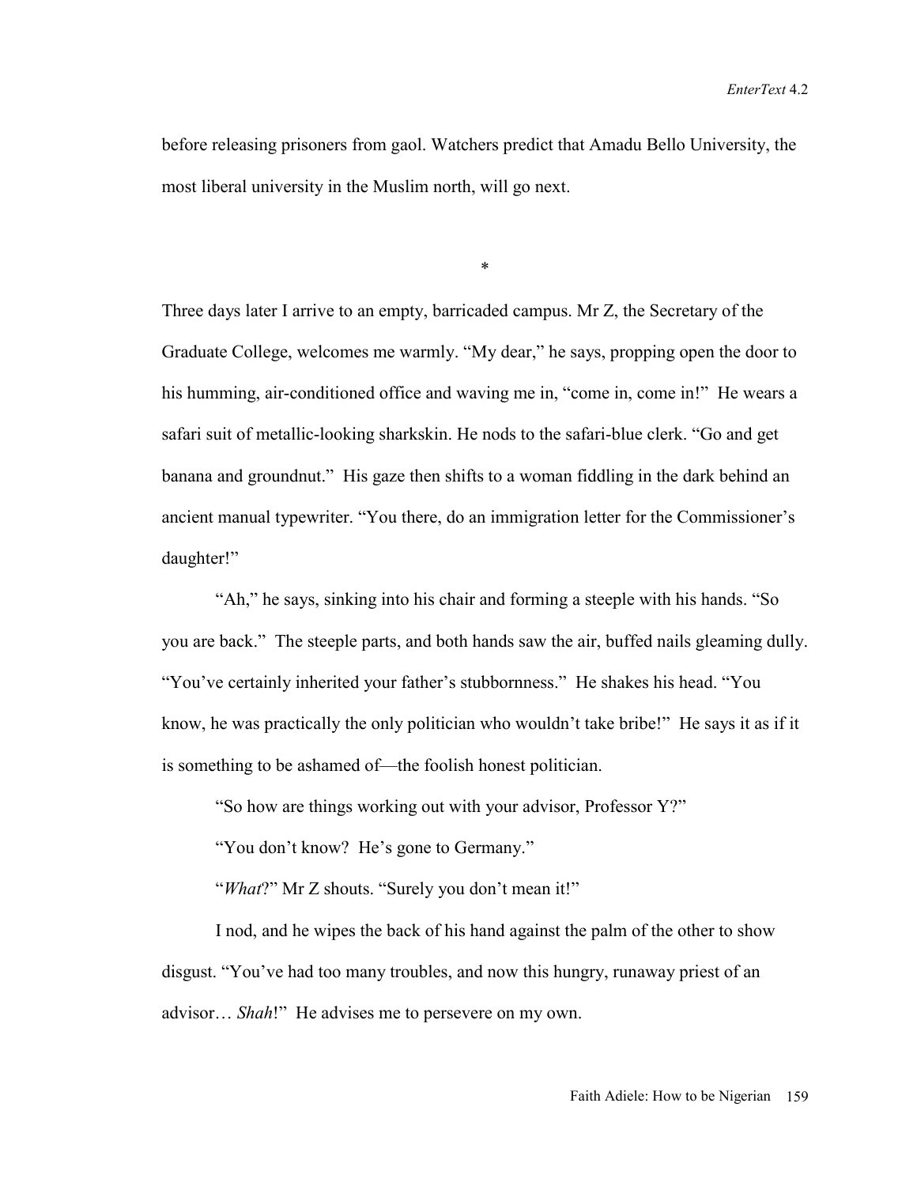before releasing prisoners from gaol. Watchers predict that Amadu Bello University, the most liberal university in the Muslim north, will go next.

*

Three days later I arrive to an empty, barricaded campus. Mr Z, the Secretary of the Graduate College, welcomes me warmly. "My dear," he says, propping open the door to his humming, air-conditioned office and waving me in, "come in, come in!" He wears a safari suit of metallic-looking sharkskin. He nods to the safari-blue clerk. "Go and get banana and groundnut." His gaze then shifts to a woman fiddling in the dark behind an ancient manual typewriter. "You there, do an immigration letter for the Commissioner's daughter!"

"Ah," he says, sinking into his chair and forming a steeple with his hands. "So you are back." The steeple parts, and both hands saw the air, buffed nails gleaming dully. "You've certainly inherited your father's stubbornness." He shakes his head. "You know, he was practically the only politician who wouldn't take bribe!" He says it as if it is something to be ashamed of—the foolish honest politician.

"So how are things working out with your advisor, Professor Y?"

"You don't know? He's gone to Germany."

"*What*?" Mr Z shouts. "Surely you don't mean it!"

I nod, and he wipes the back of his hand against the palm of the other to show disgust. "You've had too many troubles, and now this hungry, runaway priest of an advisor… *Shah*!" He advises me to persevere on my own.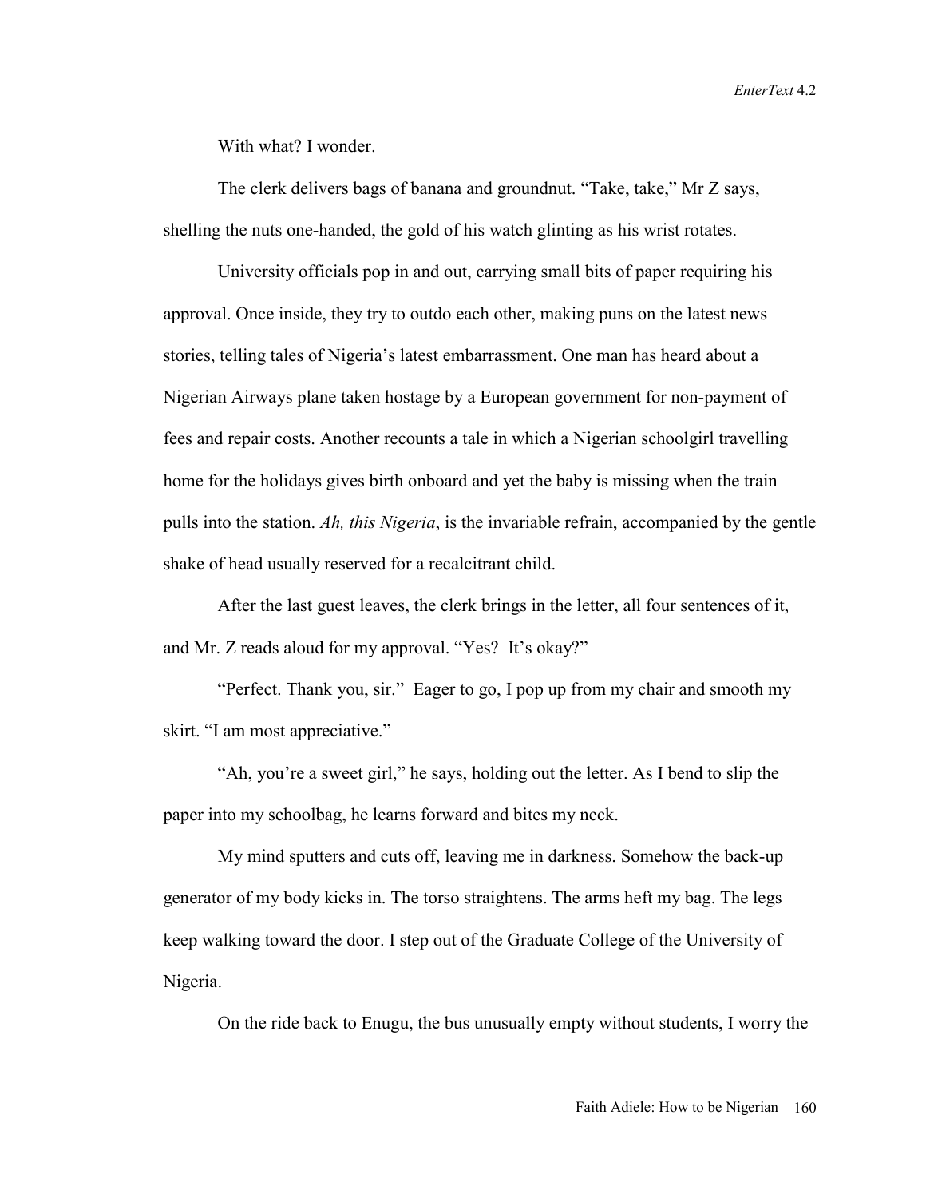With what? I wonder.

The clerk delivers bags of banana and groundnut. "Take, take," Mr Z says, shelling the nuts one-handed, the gold of his watch glinting as his wrist rotates.

University officials pop in and out, carrying small bits of paper requiring his approval. Once inside, they try to outdo each other, making puns on the latest news stories, telling tales of Nigeria's latest embarrassment. One man has heard about a Nigerian Airways plane taken hostage by a European government for non-payment of fees and repair costs. Another recounts a tale in which a Nigerian schoolgirl travelling home for the holidays gives birth onboard and yet the baby is missing when the train pulls into the station. *Ah, this Nigeria*, is the invariable refrain, accompanied by the gentle shake of head usually reserved for a recalcitrant child.

After the last guest leaves, the clerk brings in the letter, all four sentences of it, and Mr. Z reads aloud for my approval. "Yes? It's okay?"

"Perfect. Thank you, sir." Eager to go, I pop up from my chair and smooth my skirt. "I am most appreciative."

"Ah, you're a sweet girl," he says, holding out the letter. As I bend to slip the paper into my schoolbag, he learns forward and bites my neck.

My mind sputters and cuts off, leaving me in darkness. Somehow the back-up generator of my body kicks in. The torso straightens. The arms heft my bag. The legs keep walking toward the door. I step out of the Graduate College of the University of Nigeria.

On the ride back to Enugu, the bus unusually empty without students, I worry the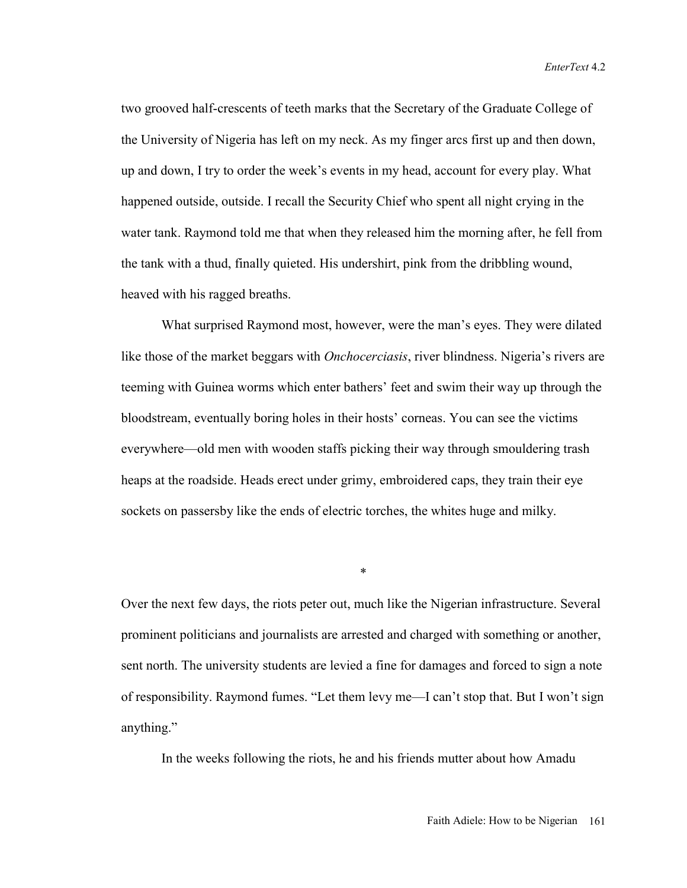two grooved half-crescents of teeth marks that the Secretary of the Graduate College of the University of Nigeria has left on my neck. As my finger arcs first up and then down, up and down, I try to order the week's events in my head, account for every play. What happened outside, outside. I recall the Security Chief who spent all night crying in the water tank. Raymond told me that when they released him the morning after, he fell from the tank with a thud, finally quieted. His undershirt, pink from the dribbling wound, heaved with his ragged breaths.

What surprised Raymond most, however, were the man's eyes. They were dilated like those of the market beggars with *Onchocerciasis*, river blindness. Nigeria's rivers are teeming with Guinea worms which enter bathers' feet and swim their way up through the bloodstream, eventually boring holes in their hosts' corneas. You can see the victims everywhere—old men with wooden staffs picking their way through smouldering trash heaps at the roadside. Heads erect under grimy, embroidered caps, they train their eye sockets on passersby like the ends of electric torches, the whites huge and milky.

*

Over the next few days, the riots peter out, much like the Nigerian infrastructure. Several prominent politicians and journalists are arrested and charged with something or another, sent north. The university students are levied a fine for damages and forced to sign a note of responsibility. Raymond fumes. "Let them levy me—I can't stop that. But I won't sign anything."

In the weeks following the riots, he and his friends mutter about how Amadu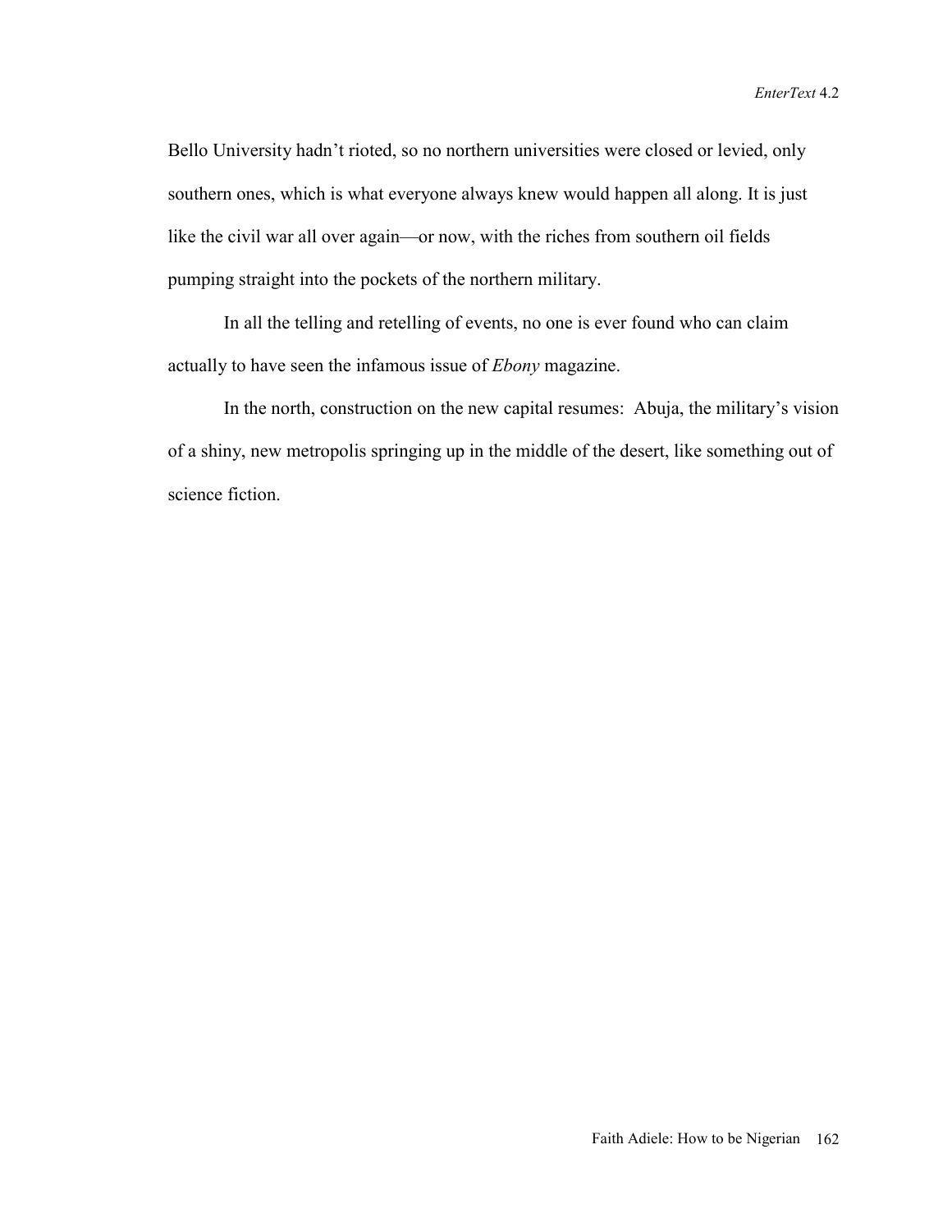Bello University hadn't rioted, so no northern universities were closed or levied, only southern ones, which is what everyone always knew would happen all along. It is just like the civil war all over again—or now, with the riches from southern oil fields pumping straight into the pockets of the northern military.

In all the telling and retelling of events, no one is ever found who can claim actually to have seen the infamous issue of *Ebony* magazine.

In the north, construction on the new capital resumes: Abuja, the military's vision of a shiny, new metropolis springing up in the middle of the desert, like something out of science fiction.